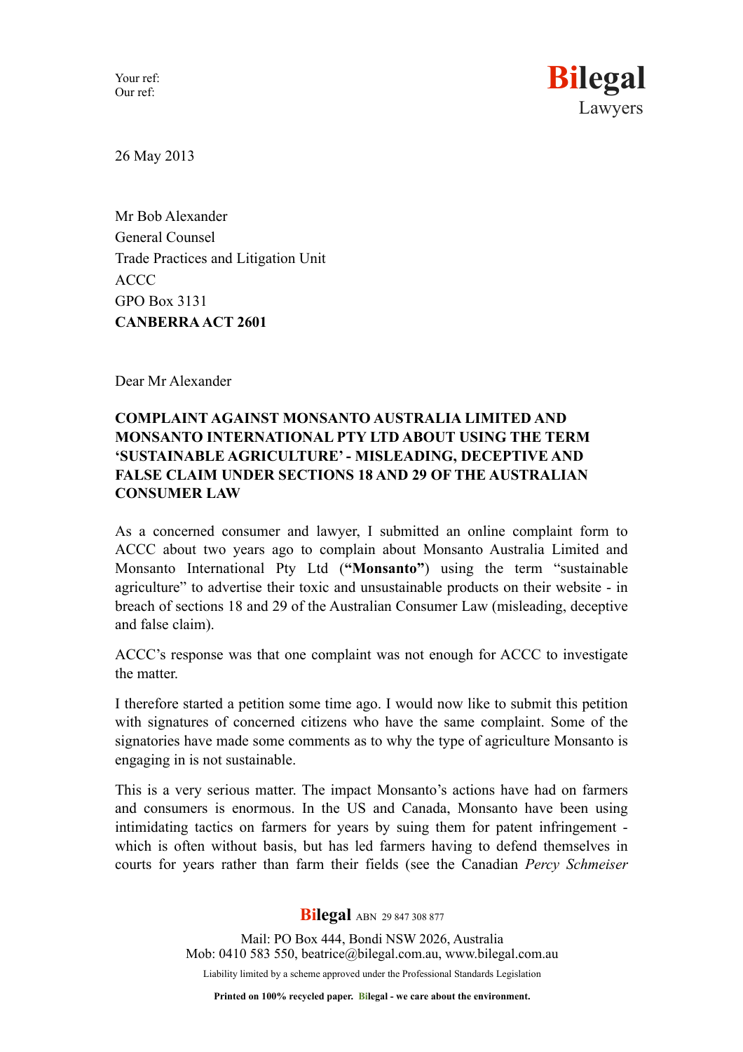Your ref:
Our ref:

**Bilegal**
Lawyers

26 May 2013

Mr Bob Alexander
General Counsel
Trade Practices and Litigation Unit
ACCC
GPO Box 3131
**CANBERRA ACT 2601**

Dear Mr Alexander

**COMPLAINT AGAINST MONSANTO AUSTRALIA LIMITED AND MONSANTO INTERNATIONAL PTY LTD ABOUT USING THE TERM 'SUSTAINABLE AGRICULTURE' - MISLEADING, DECEPTIVE AND FALSE CLAIM UNDER SECTIONS 18 AND 29 THE AUSTRALIAN CONSUMER LAW**

As a concerned consumer and lawyer, I submitted an online complaint form to ACCC about two years ago to complain about Monsanto Australia Limited and Monsanto International Pty Ltd (**"Monsanto"**) using the term "sustainable agriculture" to advertise their toxic and unsustainable products on their website - in breach of sections 18 and 29 of the Australian Consumer Law (misleading, deceptive and false claim).

ACCC's response was that one complaint was not enough for ACCC to investigate the matter.

I therefore started a petition some time ago. I would now like to submit this petition with signatures of concerned citizens who have the same complaint. Some of the signatories have made some comments as to why the type of agriculture Monsanto is engaging in is not sustainable.

This is a very serious matter. The impact Monsanto's actions have had on farmers and consumers is enormous. In the US and Canada, Monsanto have been using intimidating tactics on farmers for years by suing them for patent infringement - which is often without basis, but has led farmers having to defend themselves in courts for years rather than farm their fields (see the Canadian *Percy Schmeiser*

**Bilegal** ABN 29 847 308 877

Mail: PO Box 444, Bondi NSW 2026, Australia
Mob: 0410 583 550, beatrice@bilegal.com.au, www.bilegal.com.au

Liability limited by a scheme approved under the Professional Standards Legislation

**Printed on 100% recycled paper. Bilegal - we care about the environment.**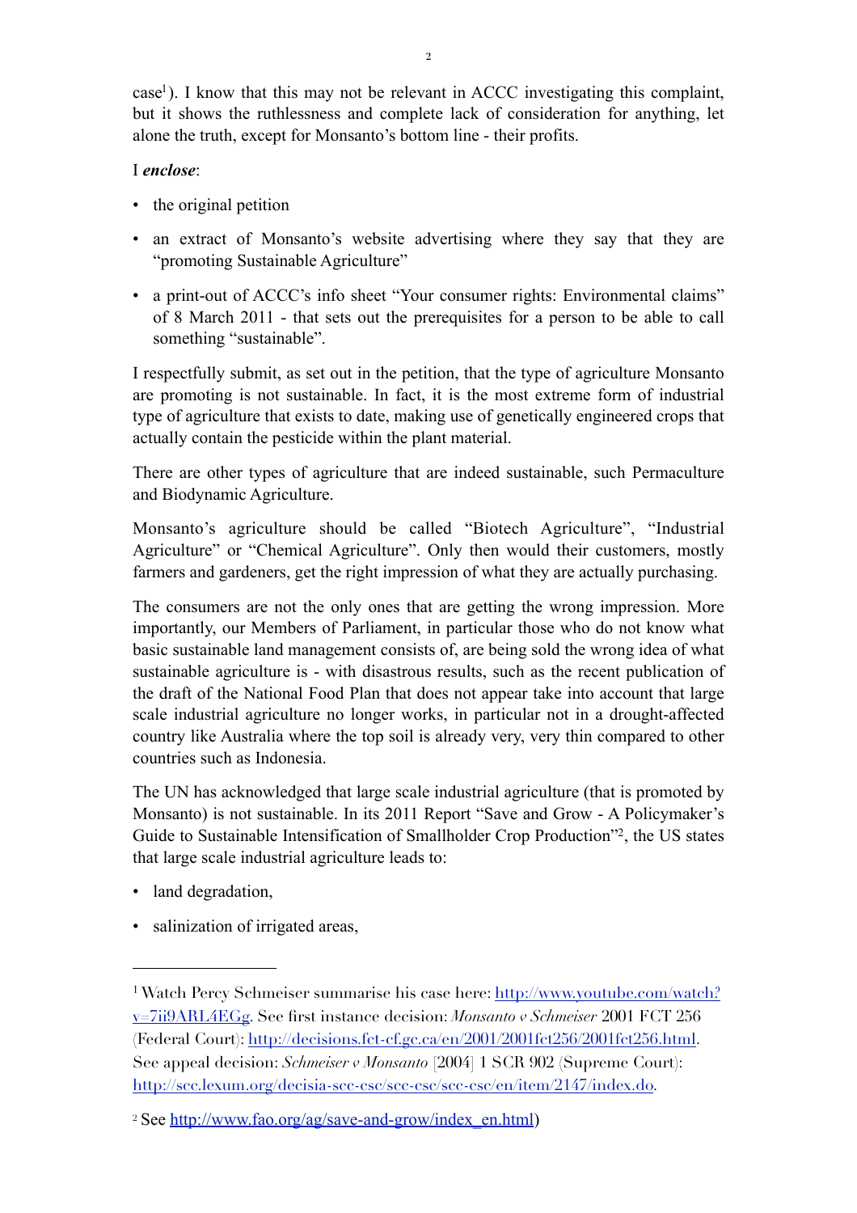case[1]). I know that this may not be relevant in ACCC investigating this complaint, but it shows the ruthlessness and complete lack of consideration for anything, let alone the truth, except for Monsanto's bottom line - their profits.

I ***enclose***:

- the original petition
- an extract of Monsanto's website advertising where they say that they are "promoting Sustainable Agriculture"
- a print-out of ACCC's info sheet "Your consumer rights: Environmental claims" of 8 March 2011 - that sets out the prerequisites for a person to be able to call something "sustainable".

I respectfully submit, as set out in the petition, that the type of agriculture Monsanto are promoting is not sustainable. In fact, it is the most extreme form of industrial type of agriculture that exists to date, making use of genetically engineered crops that actually contain the pesticide within the plant material.

There are other types of agriculture that are indeed sustainable, such Permaculture and Biodynamic Agriculture.

Monsanto's agriculture should be called "Biotech Agriculture", "Industrial Agriculture" or "Chemical Agriculture". Only then would their customers, mostly farmers and gardeners, get the right impression of what they are actually purchasing.

The consumers are not the only ones that are getting the wrong impression. More importantly, our Members of Parliament, in particular those who do not know what basic sustainable land management consists of, are being sold the wrong idea of what sustainable agriculture is - with disastrous results, such as the recent publication of the draft of the National Food Plan that does not appear take into account that large scale industrial agriculture no longer works, in particular not in a drought-affected country like Australia where the top soil is already very, very thin compared to other countries such as Indonesia.

The UN has acknowledged that large scale industrial agriculture (that is promoted by Monsanto) is not sustainable. In its 2011 Report "Save and Grow - A Policymaker's Guide to Sustainable Intensification of Smallholder Crop Production"[2], the US states that large scale industrial agriculture leads to:

- land degradation,
- salinization of irrigated areas,

---

[1] Watch Percy Schmeiser summarise his case here: http://www.youtube.com/watch?v=7ii9ARL4EGg. See first instance decision: *Monsanto v Schmeiser* 2001 FCT 256 (Federal Court): http://decisions.fct-cf.gc.ca/en/2001/2001fct256/2001fct256.html. See appeal decision: *Schmeiser v Monsanto* [2004] 1 SCR 902 (Supreme Court): http://scc.lexum.org/decisia-scc-csc/scc-csc/scc-csc/en/item/2147/index.do.

[2] See http://www.fao.org/ag/save-and-grow/index_en.html)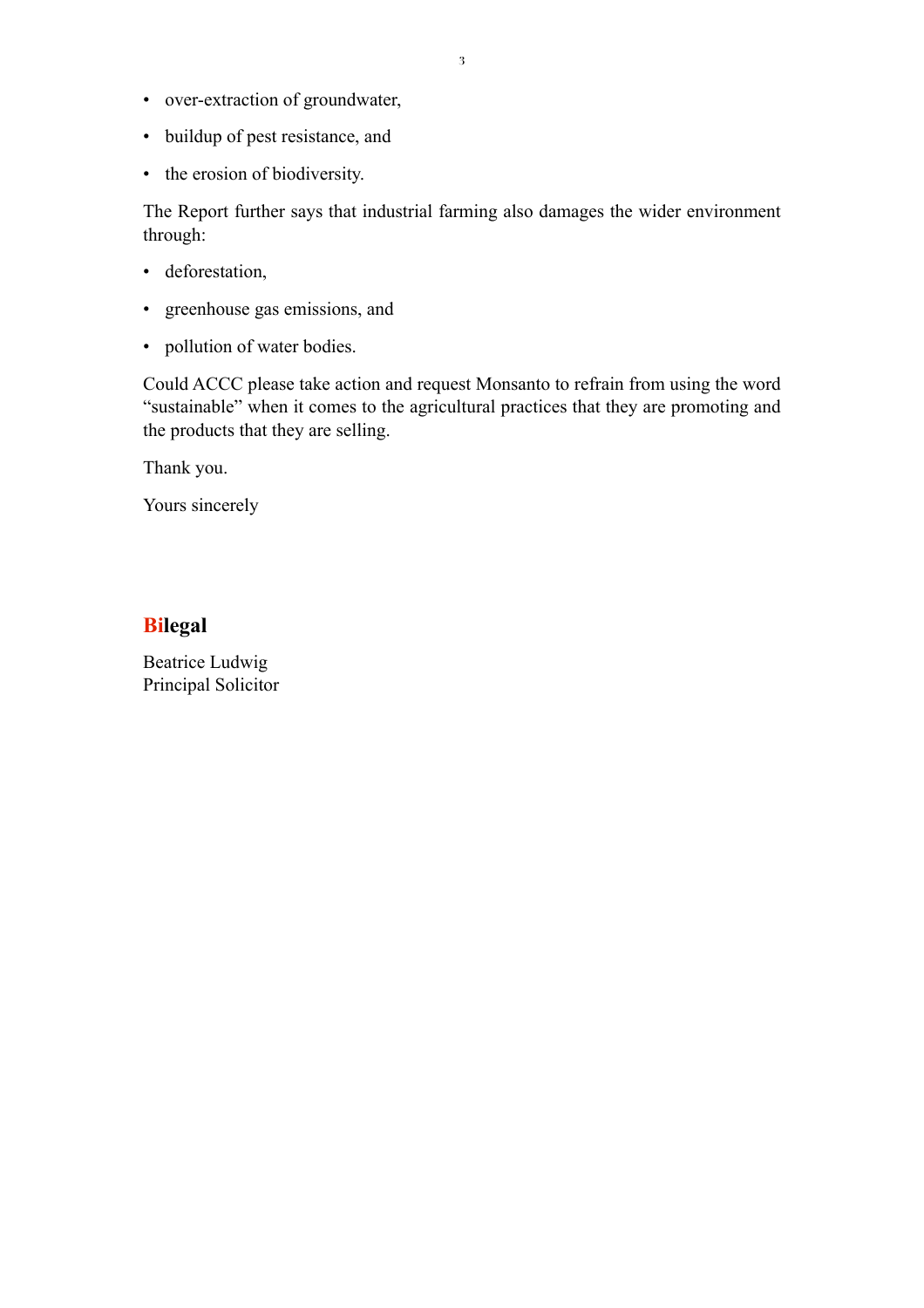- over-extraction of groundwater,
- buildup of pest resistance, and
- the erosion of biodiversity.

The Report further says that industrial farming also damages the wider environment through:

- deforestation,
- greenhouse gas emissions, and
- pollution of water bodies.

Could ACCC please take action and request Monsanto to refrain from using the word "sustainable" when it comes to the agricultural practices that they are promoting and the products that they are selling.

Thank you.

Yours sincerely

**Bilegal**

Beatrice Ludwig
Principal Solicitor